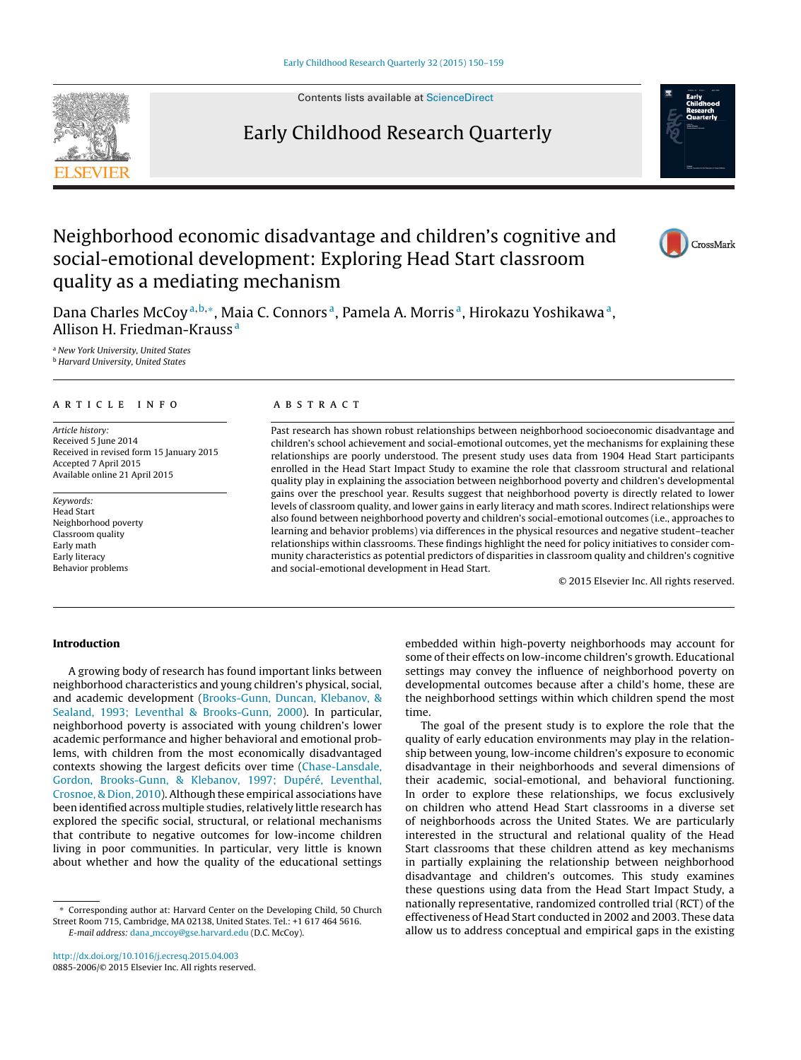# Neighborhood economic disadvantage and children's cognitive and social-emotional development: Exploring Head Start classroom quality as a mediating mechanism

Dana Charles McCoy[a,b,*], Maia C. Connors[a], Pamela A. Morris[a], Hirokazu Yoshikawa[a], Allison H. Friedman-Krauss[a]

[a] New York University, United States
[b] Harvard University, United States

## ARTICLE INFO

*Article history:*
Received 5 June 2014
Received in revised form 15 January 2015
Accepted 7 April 2015
Available online 21 April 2015

*Keywords:*
Head Start
Neighborhood poverty
Classroom quality
Early math
Early literacy
Behavior problems

## ABSTRACT

Past research has shown robust relationships between neighborhood socioeconomic disadvantage and children's school achievement and social-emotional outcomes, yet the mechanisms for explaining these relationships are poorly understood. The present study uses data from 1904 Head Start participants enrolled in the Head Start Impact Study to examine the role that classroom structural and relational quality play in explaining the association between neighborhood poverty and children's developmental gains over the preschool year. Results suggest that neighborhood poverty is directly related to lower levels of classroom quality, and lower gains in early literacy and math scores. Indirect relationships were also found between neighborhood poverty and children's social-emotional outcomes (i.e., approaches to learning and behavior problems) via differences in the physical resources and negative student–teacher relationships within classrooms. These findings highlight the need for policy initiatives to consider community characteristics as potential predictors of disparities in classroom quality and children's cognitive and social-emotional development in Head Start.

© 2015 Elsevier Inc. All rights reserved.

## Introduction

A growing body of research has found important links between neighborhood characteristics and young children's physical, social, and academic development (Brooks-Gunn, Duncan, Klebanov, & Sealand, 1993; Leventhal & Brooks-Gunn, 2000). In particular, neighborhood poverty is associated with young children's lower academic performance and higher behavioral and emotional problems, with children from the most economically disadvantaged contexts showing the largest deficits over time (Chase-Lansdale, Gordon, Brooks-Gunn, & Klebanov, 1997; Dupéré, Leventhal, Crosnoe, & Dion, 2010). Although these empirical associations have been identified across multiple studies, relatively little research has explored the specific social, structural, or relational mechanisms that contribute to negative outcomes for low-income children living in poor communities. In particular, very little is known about whether and how the quality of the educational settings embedded within high-poverty neighborhoods may account for some of their effects on low-income children's outcomes. Educational settings may convey the influence of neighborhood poverty on developmental outcomes because after a child's home, these are the neighborhood settings within which children spend the most time.

The goal of the present study is to explore the role that the quality of early education environments may play in the relationship between young, low-income children's exposure to economic disadvantage in their neighborhoods and several dimensions of their academic, social-emotional, and behavioral functioning. In order to explore these relationships, we focus exclusively on children who attend Head Start classrooms in a diverse set of neighborhoods across the United States. We are particularly interested in the structural and relational quality of the Head Start classrooms that these children attend as key mechanisms in partially explaining the relationship between neighborhood disadvantage and children's outcomes. This study examines these questions using data from the Head Start Impact Study, a nationally representative, randomized controlled trial (RCT) of the effectiveness of Head Start conducted in 2002 and 2003. These data allow us to address conceptual and empirical gaps in the existing

* Corresponding author at: Harvard Center on the Developing Child, 50 Church Street Room 715, Cambridge, MA 02138, United States. Tel.: +1 617 464 5616.
E-mail address: dana_mccoy@gse.harvard.edu (D.C. McCoy).

http://dx.doi.org/10.1016/j.ecresq.2015.04.003
0885-2006/© 2015 Elsevier Inc. All rights reserved.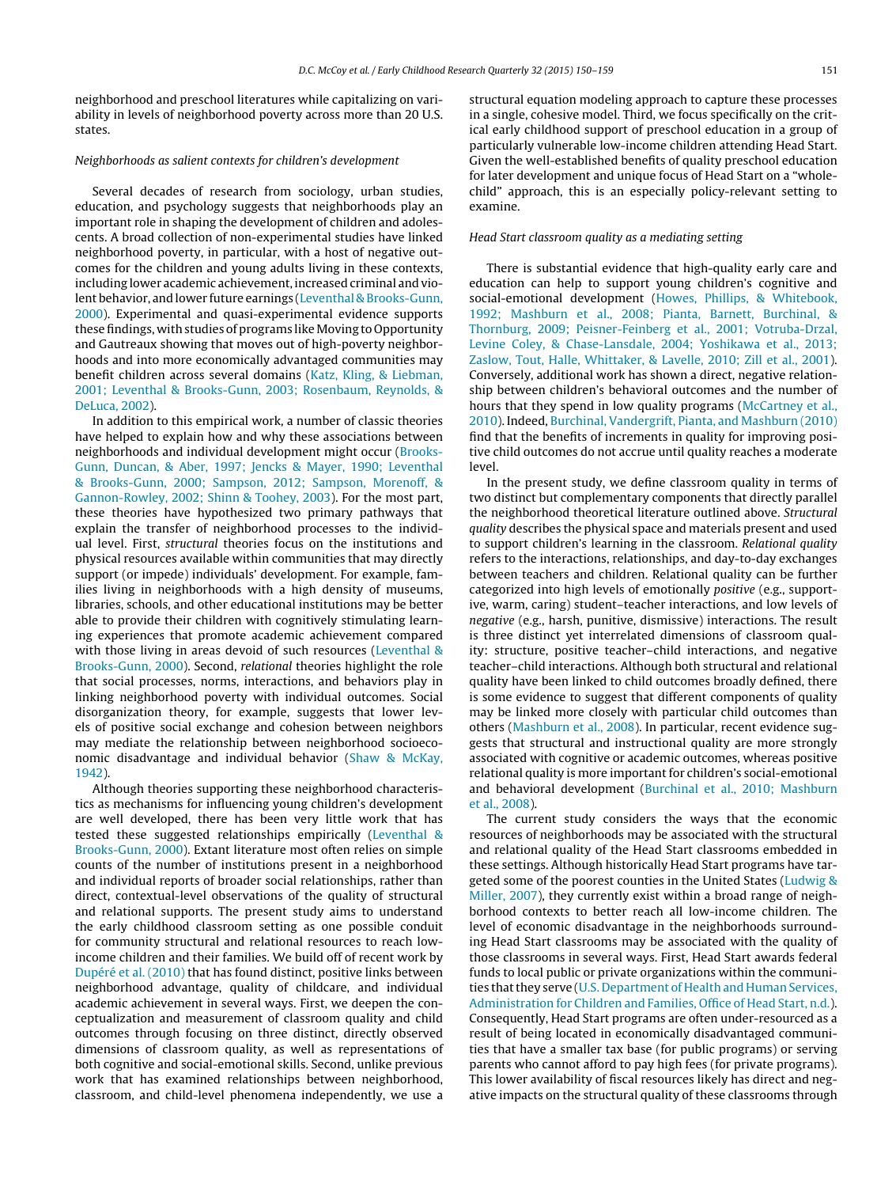neighborhood and preschool literatures while capitalizing on variability in levels of neighborhood poverty across more than 20 U.S. states.

### *Neighborhoods as salient contexts for children's development*

Several decades of research from sociology, urban studies, education, and psychology suggests that neighborhoods play an important role in shaping the development of children and adolescents. A broad collection of non-experimental studies have linked neighborhood poverty, in particular, with a host of negative outcomes for the children and young adults living in these contexts, including lower academic achievement, increased criminal and violent behavior, and lower future earnings (Leventhal & Brooks-Gunn, 2000). Experimental and quasi-experimental evidence supports these findings, with studies of programs like Moving to Opportunity and Gautreaux showing that moves out of high-poverty neighborhoods and into more economically advantaged communities may benefit children across several domains (Katz, Kling, & Liebman, 2001; Leventhal & Brooks-Gunn, 2003; Rosenbaum, Reynolds, & DeLuca, 2002).

In addition to this empirical work, a number of classic theories have helped to explain how and why these associations between neighborhoods and individual development might occur (Brooks-Gunn, Duncan, & Aber, 1997; Jencks & Mayer, 1990; Leventhal & Brooks-Gunn, 2000; Sampson, 2012; Sampson, Morenoff, & Gannon-Rowley, 2002; Shinn & Toohey, 2003). For the most part, these theories have hypothesized two primary pathways that explain the transfer of neighborhood processes to the individual level. First, *structural* theories focus on the institutions and physical resources available within communities that may directly support (or impede) individuals' development. For example, families living in neighborhoods with a high density of museums, libraries, schools, and other educational institutions may be better able to provide their children with cognitively stimulating learning experiences that promote academic achievement compared with those living in areas devoid of such resources (Leventhal & Brooks-Gunn, 2000). Second, *relational* theories highlight the role that social processes, norms, interactions, and behaviors play in linking neighborhood poverty with individual outcomes. Social disorganization theory, for example, suggests that lower levels of positive social exchange and cohesion between neighbors may mediate the relationship between neighborhood socioeconomic disadvantage and individual behavior (Shaw & McKay, 1942).

Although theories supporting these neighborhood characteristics as mechanisms for influencing young children's development are well developed, there has been very little work that has tested these suggested relationships empirically (Leventhal & Brooks-Gunn, 2000). Extant literature most often relies on simple counts of the number of institutions present in a neighborhood and individual reports of broader social relationships, rather than direct, contextual-level observations of the quality of structural and relational supports. The present study aims to understand the early childhood classroom setting as one possible conduit for community structural and relational resources to reach low-income children and their families. We build off of recent work by Dupéré et al. (2010) that has found distinct, positive links between neighborhood advantage, quality of childcare, and individual academic achievement in several ways. First, we deepen the conceptualization and measurement of classroom quality and child outcomes through focusing on three distinct, directly observed dimensions of classroom quality, as well as representations of both cognitive and social-emotional skills. Second, unlike previous work that has examined relationships between neighborhood, classroom, and child-level phenomena independently, we use a structural equation modeling approach to capture these processes in a single, cohesive model. Third, we focus specifically on the critical early childhood support of preschool education in a group of particularly vulnerable low-income children attending Head Start. Given the well-established benefits of quality preschool education for later development and unique focus of Head Start on a "whole-child" approach, this is an especially policy-relevant setting to examine.

### *Head Start classroom quality as a mediating setting*

There is substantial evidence that high-quality early care and education can help to support young children's cognitive and social-emotional development (Howes, Phillips, & Whitebook, 1992; Mashburn et al., 2008; Pianta, Barnett, Burchinal, & Thornburg, 2009; Peisner-Feinberg et al., 2001; Votruba-Drzal, Levine Coley, & Chase-Lansdale, 2004; Yoshikawa et al., 2013; Zaslow, Tout, Halle, Whittaker, & Lavelle, 2010; Zill et al., 2001). Conversely, additional work has shown a direct, negative relationship between children's behavioral outcomes and the number of hours that they spend in low quality programs (McCartney et al., 2010). Indeed, Burchinal, Vandergrift, Pianta, and Mashburn (2010) find that the benefits of increments in quality for improving positive child outcomes do not accrue until quality reaches a moderate level.

In the present study, we define classroom quality in terms of two distinct but complementary components that directly parallel the neighborhood theoretical literature outlined above. *Structural quality* describes the physical space and materials present and used to support children's learning in the classroom. *Relational quality* refers to the interactions, relationships, and day-to-day exchanges between teachers and children. Relational quality can be further categorized into high levels of emotionally *positive* (e.g., supportive, warm, caring) student–teacher interactions, and low levels of *negative* (e.g., harsh, punitive, dismissive) interactions. The result is three distinct yet interrelated dimensions of classroom quality: structure, positive teacher–child interactions, and negative teacher–child interactions. Although both structural and relational quality have been linked to child outcomes broadly defined, there is some evidence to suggest that different components of quality may be linked more closely with particular child outcomes than others (Mashburn et al., 2008). In particular, recent evidence suggests that structural and instructional quality are more strongly associated with cognitive or academic outcomes, whereas positive relational quality is more important for children's social-emotional and behavioral development (Burchinal et al., 2010; Mashburn et al., 2008).

The current study considers the ways that the economic resources of neighborhoods may be associated with the structural and relational quality of the Head Start classrooms embedded in these settings. Although historically Head Start programs have targeted some of the poorest counties in the United States (Ludwig & Miller, 2007), they currently exist within a broad range of neighborhood contexts to better reach all low-income children. The level of economic disadvantage in the neighborhoods surrounding Head Start classrooms may be associated with the quality of those classrooms in several ways. First, Head Start awards federal funds to local public or private organizations within the communities that they serve (U.S. Department of Health and Human Services, Administration for Children and Families, Office of Head Start, n.d.). Consequently, Head Start programs are often under-resourced as a result of being located in economically disadvantaged communities that have a smaller tax base (for public programs) or serving parents who cannot afford to pay high fees (for private programs). This lower availability of fiscal resources likely has direct and negative impacts on the structural quality of these classrooms through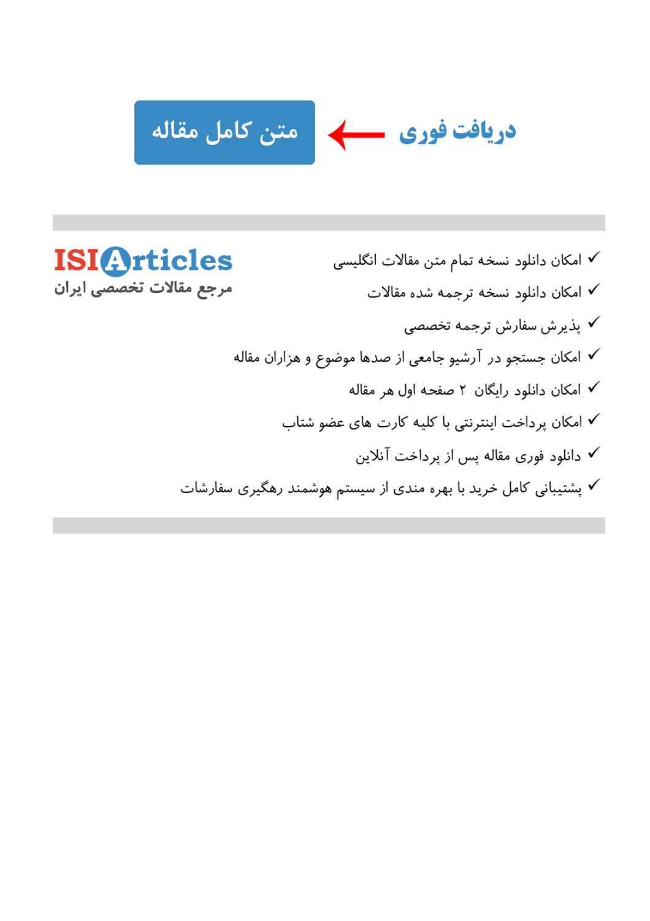دریافت فوری ← متن کامل مقاله

**ISIArticles**
مرجع مقالات تخصصی ایران

- ✓ امکان دانلود نسخه تمام متن مقالات انگلیسی
- ✓ امکان دانلود نسخه ترجمه شده مقالات
- ✓ پذیرش سفارش ترجمه تخصصی
- ✓ امکان جستجو در آرشیو جامعی از صدها موضوع و هزاران مقاله
- ✓ امکان دانلود رایگان ۲ صفحه اول هر مقاله
- ✓ امکان پرداخت اینترنتی با کلیه کارت های عضو شتاب
- ✓ دانلود فوری مقاله پس از پرداخت آنلاین
- ✓ پشتیبانی کامل خرید با بهره مندی از سیستم هوشمند رهگیری سفارشات